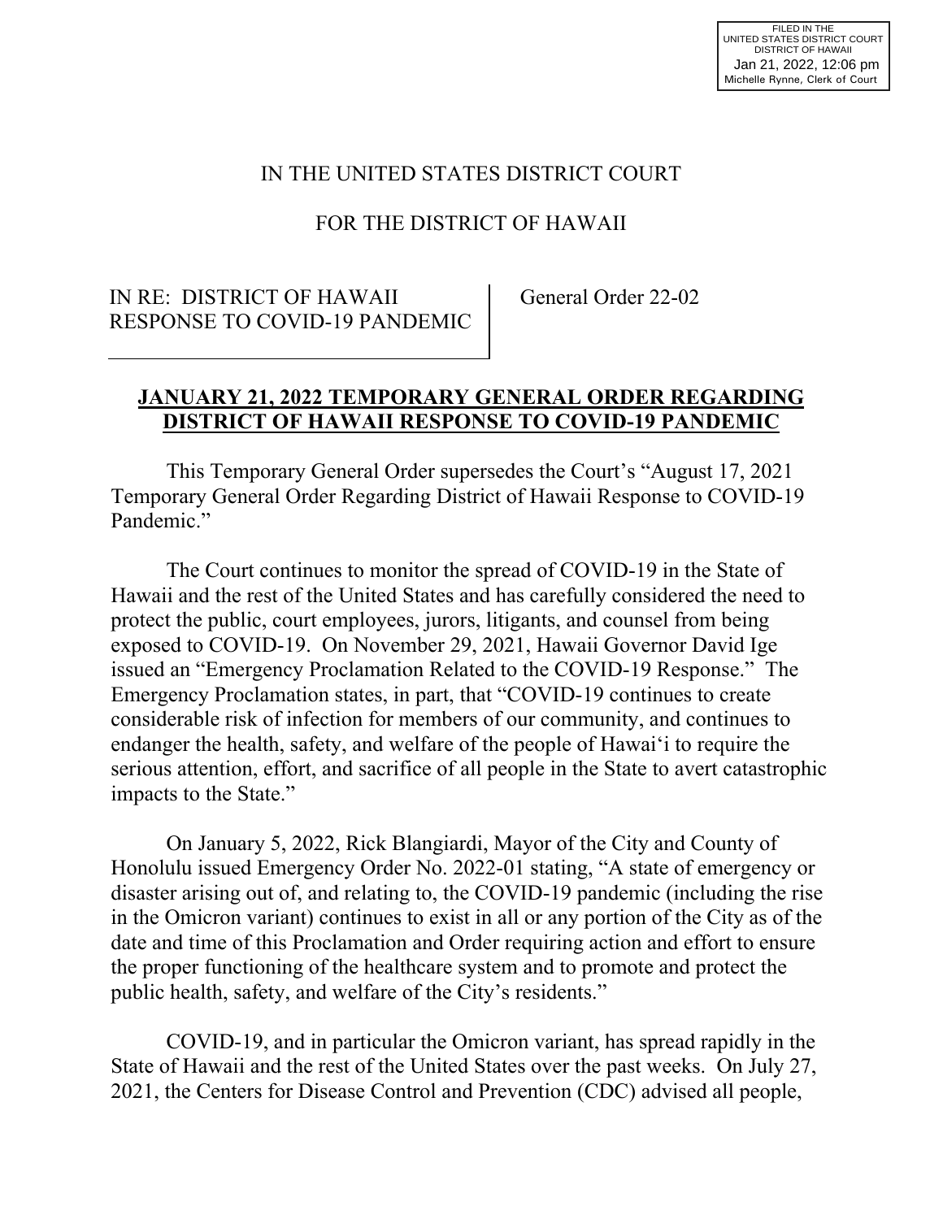FILED IN THE
UNITED STATES DISTRICT COURT
DISTRICT OF HAWAII
Jan 21, 2022, 12:06 pm
Michelle Rynne, Clerk of Court

IN THE UNITED STATES DISTRICT COURT

FOR THE DISTRICT OF HAWAII

| IN RE: DISTRICT OF HAWAII RESPONSE TO COVID-19 PANDEMIC | General Order 22-02 |
|---|---|

**JANUARY 21, 2022 TEMPORARY GENERAL ORDER REGARDING DISTRICT OF HAWAII RESPONSE TO COVID-19 PANDEMIC**

This Temporary General Order supersedes the Court's "August 17, 2021 Temporary General Order Regarding District of Hawaii Response to COVID-19 Pandemic."

The Court continues to monitor the spread of COVID-19 in the State of Hawaii and the rest of the United States and has carefully considered the need to protect the public, court employees, jurors, litigants, and counsel from being exposed to COVID-19. On November 29, 2021, Hawaii Governor David Ige issued an "Emergency Proclamation Related to the COVID-19 Response." The Emergency Proclamation states, in part, that "COVID-19 continues to create considerable risk of infection for members of our community, and continues to endanger the health, safety, and welfare of the people of Hawaiʻi to require the serious attention, effort, and sacrifice of all people in the State to avert catastrophic impacts to the State."

On January 5, 2022, Rick Blangiardi, Mayor of the City and County of Honolulu issued Emergency Order No. 2022-01 stating, "A state of emergency or disaster arising out of, and relating to, the COVID-19 pandemic (including the rise in the Omicron variant) continues to exist in all or any portion of the City as of the date and time of this Proclamation and Order requiring action and effort to ensure the proper functioning of the healthcare system and to promote and protect the public health, safety, and welfare of the City's residents."

COVID-19, and in particular the Omicron variant, has spread rapidly in the State of Hawaii and the rest of the United States over the past weeks. On July 27, 2021, the Centers for Disease Control and Prevention (CDC) advised all people,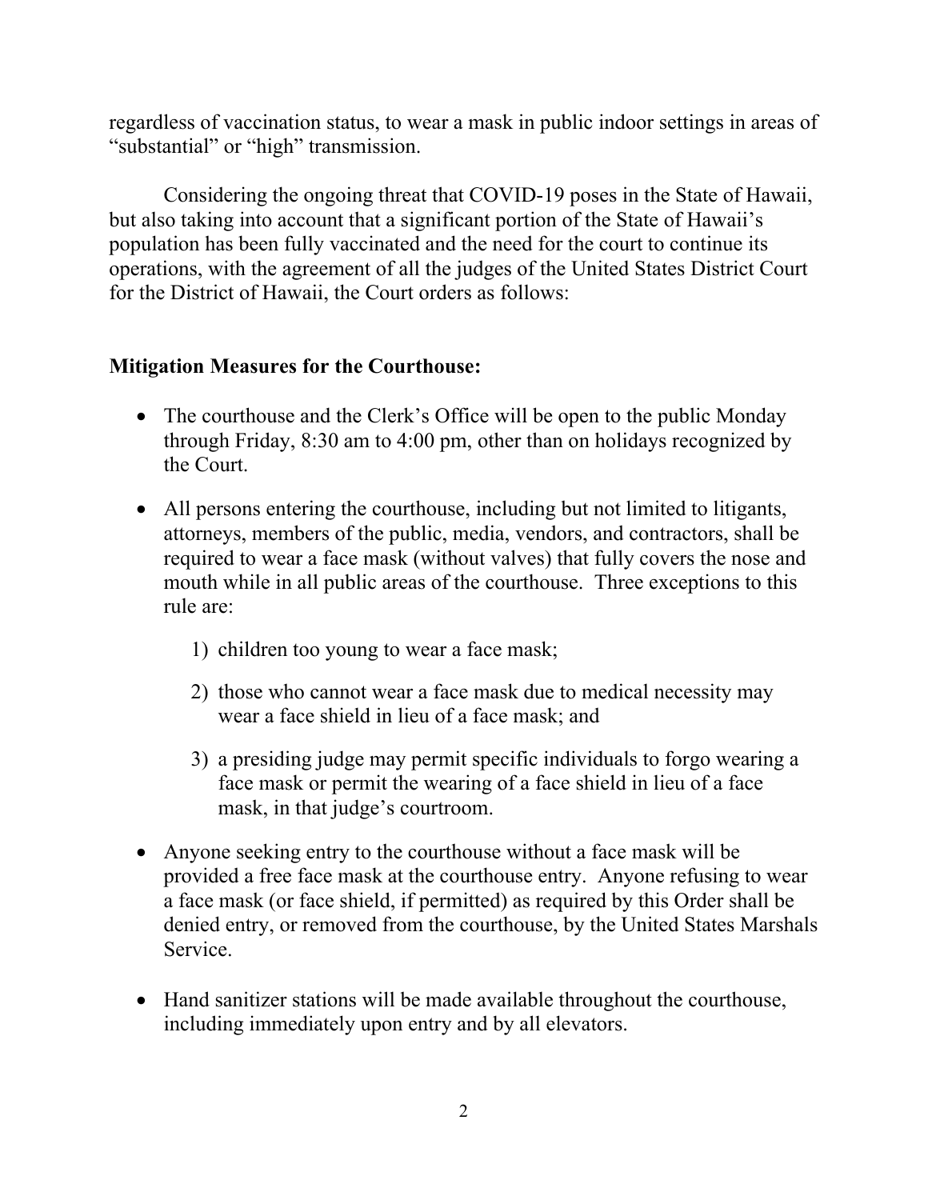regardless of vaccination status, to wear a mask in public indoor settings in areas of "substantial" or "high" transmission.

Considering the ongoing threat that COVID-19 poses in the State of Hawaii, but also taking into account that a significant portion of the State of Hawaii's population has been fully vaccinated and the need for the court to continue its operations, with the agreement of all the judges of the United States District Court for the District of Hawaii, the Court orders as follows:

**Mitigation Measures for the Courthouse:**

- The courthouse and the Clerk's Office will be open to the public Monday through Friday, 8:30 am to 4:00 pm, other than on holidays recognized by the Court.

- All persons entering the courthouse, including but not limited to litigants, attorneys, members of the public, media, vendors, and contractors, shall be required to wear a face mask (without valves) that fully covers the nose and mouth while in all public areas of the courthouse. Three exceptions to this rule are:

  1) children too young to wear a face mask;

  2) those who cannot wear a face mask due to medical necessity may wear a face shield in lieu of a face mask; and

  3) a presiding judge may permit specific individuals to forgo wearing a face mask or permit the wearing of a face shield in lieu of a face mask, in that judge's courtroom.

- Anyone seeking entry to the courthouse without a face mask will be provided a free face mask at the courthouse entry. Anyone refusing to wear a face mask (or face shield, if permitted) as required by this Order shall be denied entry, or removed from the courthouse, by the United States Marshals Service.

- Hand sanitizer stations will be made available throughout the courthouse, including immediately upon entry and by all elevators.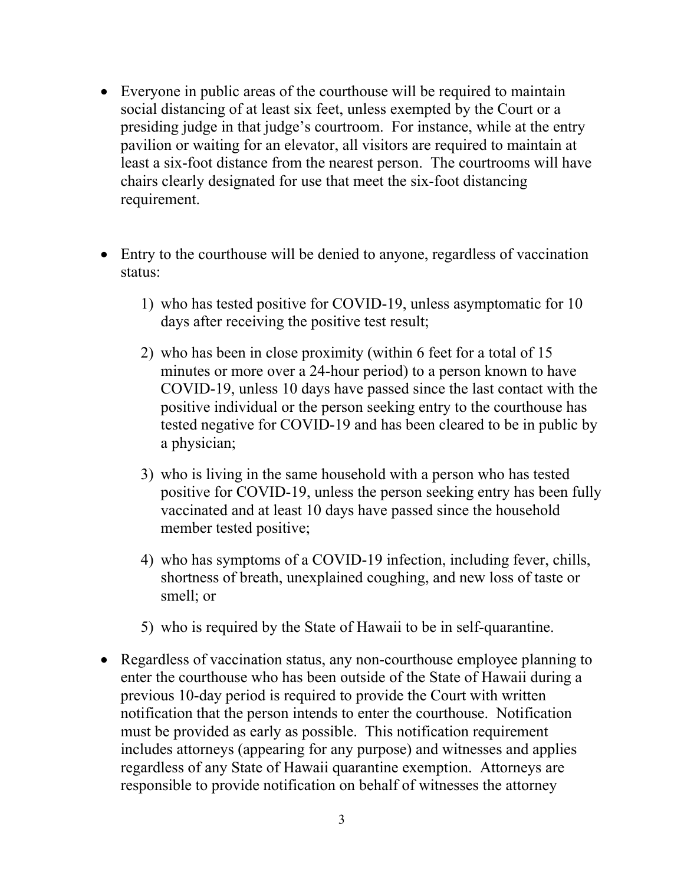- Everyone in public areas of the courthouse will be required to maintain social distancing of at least six feet, unless exempted by the Court or a presiding judge in that judge's courtroom. For instance, while at the entry pavilion or waiting for an elevator, all visitors are required to maintain at least a six-foot distance from the nearest person. The courtrooms will have chairs clearly designated for use that meet the six-foot distancing requirement.

- Entry to the courthouse will be denied to anyone, regardless of vaccination status:

  1) who has tested positive for COVID-19, unless asymptomatic for 10 days after receiving the positive test result;

  2) who has been in close proximity (within 6 feet for a total of 15 minutes or more over a 24-hour period) to a person known to have COVID-19, unless 10 days have passed since the last contact with the positive individual or the person seeking entry to the courthouse has tested negative for COVID-19 and has been cleared to be in public by a physician;

  3) who is living in the same household with a person who has tested positive for COVID-19, unless the person seeking entry has been fully vaccinated and at least 10 days have passed since the household member tested positive;

  4) who has symptoms of a COVID-19 infection, including fever, chills, shortness of breath, unexplained coughing, and new loss of taste or smell; or

  5) who is required by the State of Hawaii to be in self-quarantine.

- Regardless of vaccination status, any non-courthouse employee planning to enter the courthouse who has been outside of the State of Hawaii during a previous 10-day period is required to provide the Court with written notification that the person intends to enter the courthouse. Notification must be provided as early as possible. This notification requirement includes attorneys (appearing for any purpose) and witnesses and applies regardless of any State of Hawaii quarantine exemption. Attorneys are responsible to provide notification on behalf of witnesses the attorney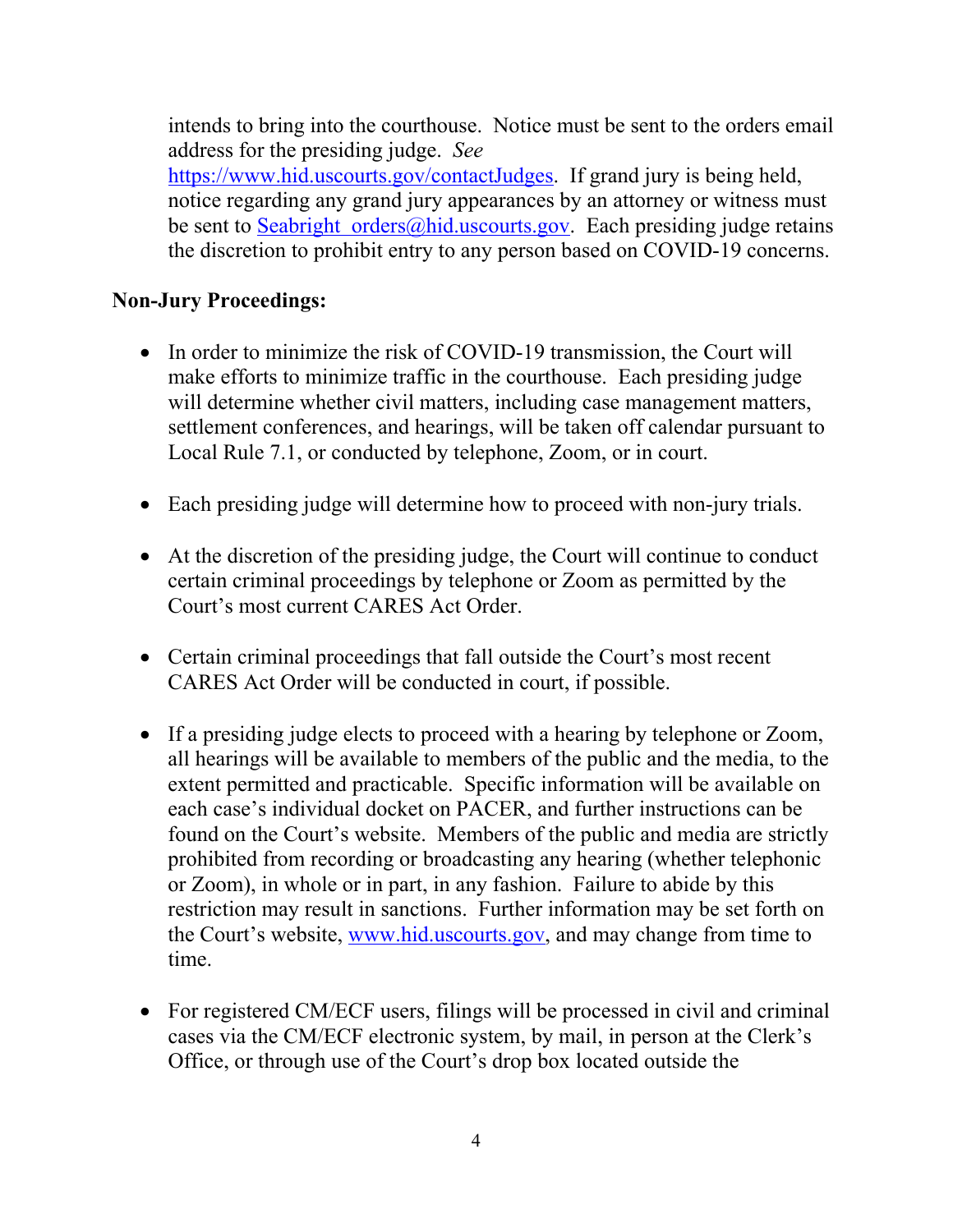intends to bring into the courthouse. Notice must be sent to the orders email address for the presiding judge. *See* https://www.hid.uscourts.gov/contactJudges. If grand jury is being held, notice regarding any grand jury appearances by an attorney or witness must be sent to Seabright_orders@hid.uscourts.gov. Each presiding judge retains the discretion to prohibit entry to any person based on COVID-19 concerns.

**Non-Jury Proceedings:**

- In order to minimize the risk of COVID-19 transmission, the Court will make efforts to minimize traffic in the courthouse. Each presiding judge will determine whether civil matters, including case management matters, settlement conferences, and hearings, will be taken off calendar pursuant to Local Rule 7.1, or conducted by telephone, Zoom, or in court.

- Each presiding judge will determine how to proceed with non-jury trials.

- At the discretion of the presiding judge, the Court will continue to conduct certain criminal proceedings by telephone or Zoom as permitted by the Court's most current CARES Act Order.

- Certain criminal proceedings that fall outside the Court's most recent CARES Act Order will be conducted in court, if possible.

- If a presiding judge elects to proceed with a hearing by telephone or Zoom, all hearings will be available to members of the public and the media, to the extent permitted and practicable. Specific information will be available on each case's individual docket on PACER, and further instructions can be found on the Court's website. Members of the public and media are strictly prohibited from recording or broadcasting any hearing (whether telephonic or Zoom), in whole or in part, in any fashion. Failure to abide by this restriction may result in sanctions. Further information may be set forth on the Court's website, www.hid.uscourts.gov, and may change from time to time.

- For registered CM/ECF users, filings will be processed in civil and criminal cases via the CM/ECF electronic system, by mail, in person at the Clerk's Office, or through use of the Court's drop box located outside the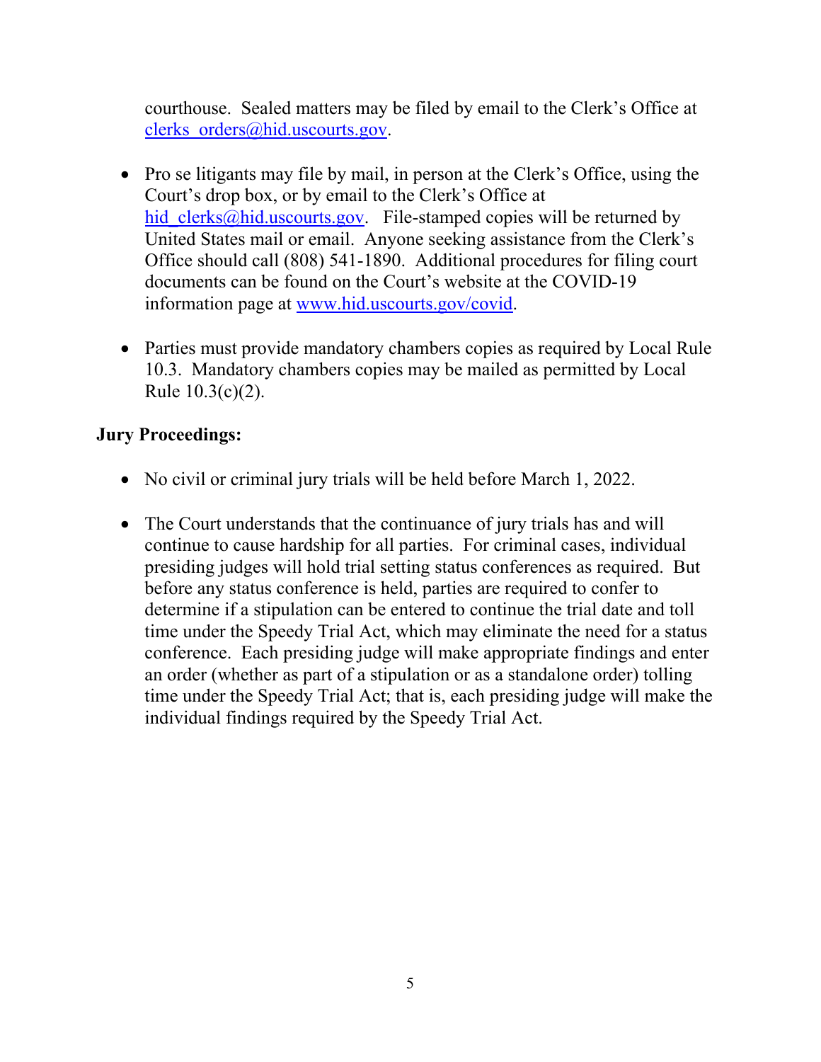courthouse. Sealed matters may be filed by email to the Clerk's Office at clerks_orders@hid.uscourts.gov.

- Pro se litigants may file by mail, in person at the Clerk's Office, using the Court's drop box, or by email to the Clerk's Office at hid_clerks@hid.uscourts.gov. File-stamped copies will be returned by United States mail or email. Anyone seeking assistance from the Clerk's Office should call (808) 541-1890. Additional procedures for filing court documents can be found on the Court's website at the COVID-19 information page at www.hid.uscourts.gov/covid.

- Parties must provide mandatory chambers copies as required by Local Rule 10.3. Mandatory chambers copies may be mailed as permitted by Local Rule 10.3(c)(2).

**Jury Proceedings:**

- No civil or criminal jury trials will be held before March 1, 2022.

- The Court understands that the continuance of jury trials has and will continue to cause hardship for all parties. For criminal cases, individual presiding judges will hold trial setting status conferences as required. But before any status conference is held, parties are required to confer to determine if a stipulation can be entered to continue the trial date and toll time under the Speedy Trial Act, which may eliminate the need for a status conference. Each presiding judge will make appropriate findings and enter an order (whether as part of a stipulation or as a standalone order) tolling time under the Speedy Trial Act; that is, each presiding judge will make the individual findings required by the Speedy Trial Act.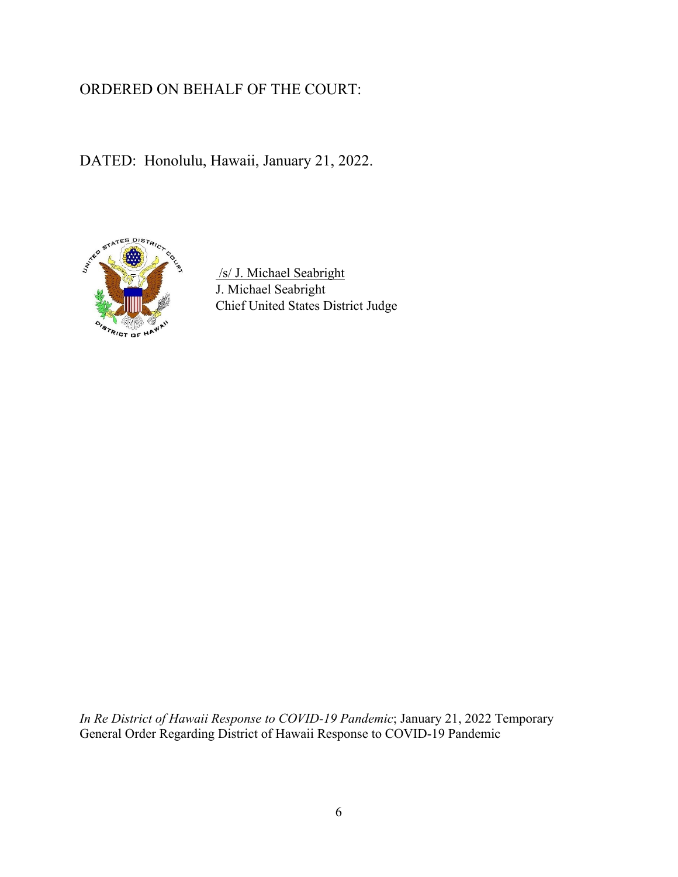ORDERED ON BEHALF OF THE COURT:

DATED: Honolulu, Hawaii, January 21, 2022.

/s/ J. Michael Seabright
J. Michael Seabright
Chief United States District Judge

*In Re District of Hawaii Response to COVID-19 Pandemic*; January 21, 2022 Temporary General Order Regarding District of Hawaii Response to COVID-19 Pandemic